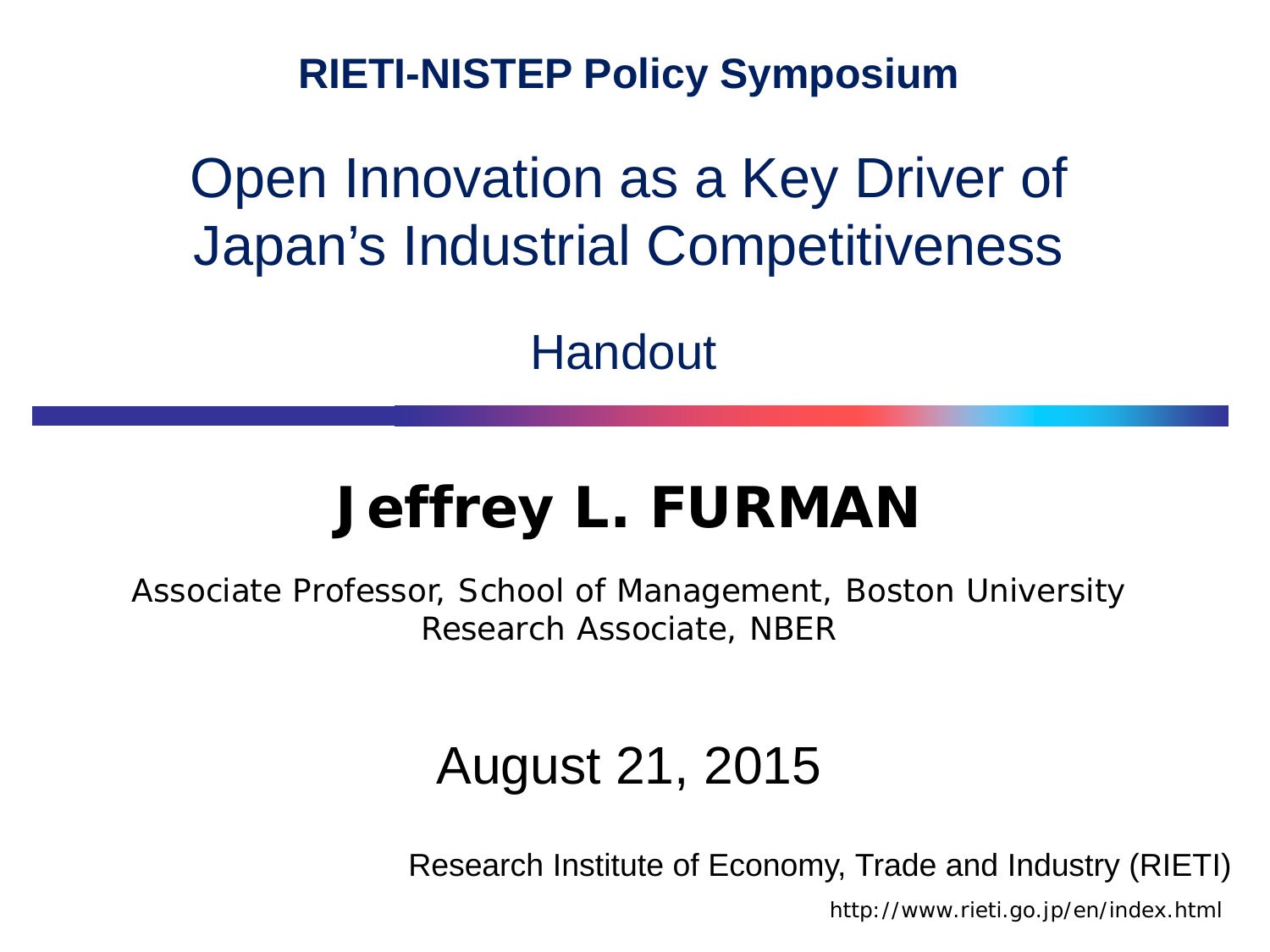**RIETI-NISTEP Policy Symposium**

# Open Innovation as a Key Driver of Japan's Industrial Competitiveness

Handout

## Jeffrey L. FURMAN

Associate Professor, School of Management, Boston University
Research Associate, NBER

August 21, 2015

Research Institute of Economy, Trade and Industry (RIETI)

http://www.rieti.go.jp/en/index.html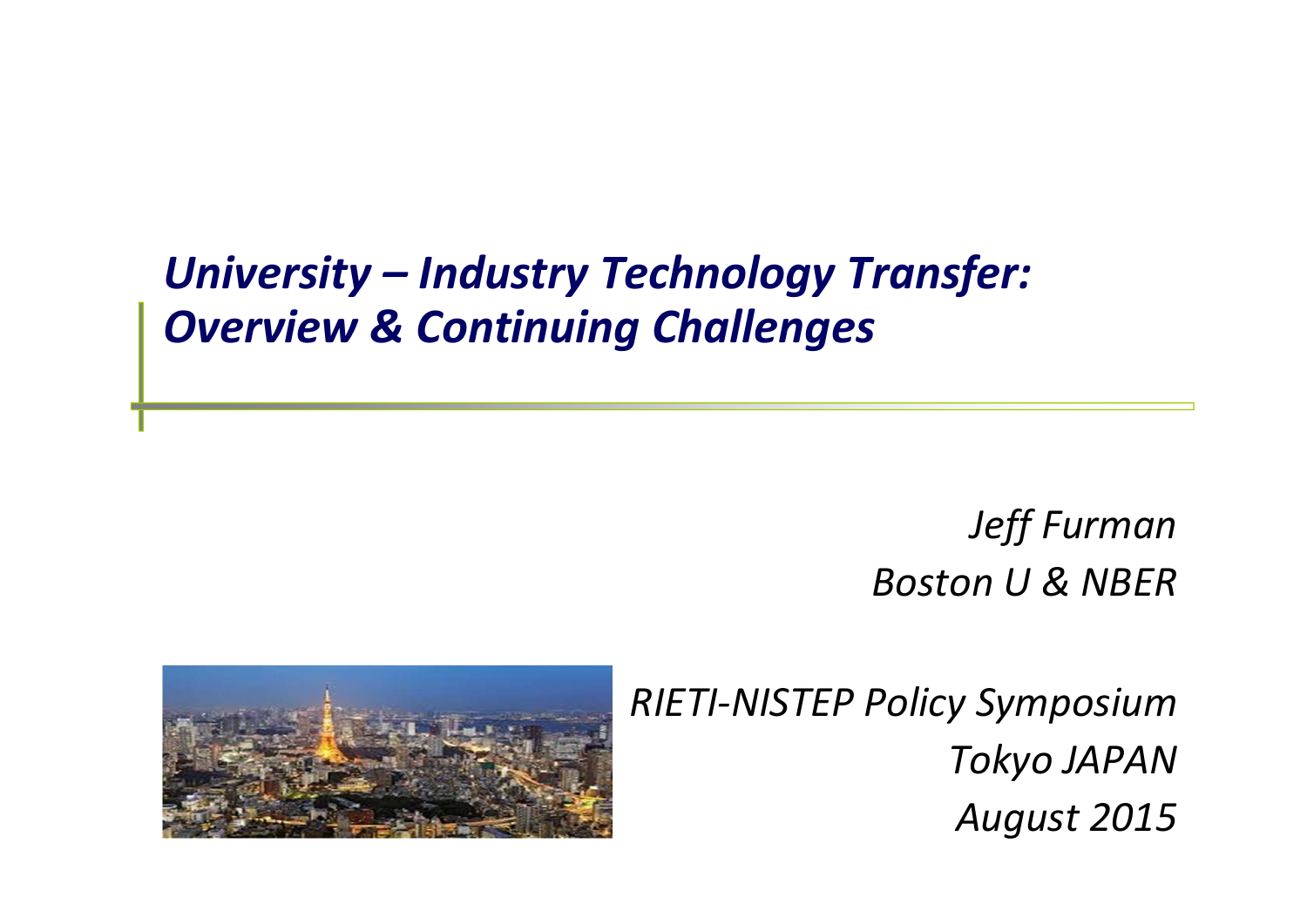# *University – Industry Technology Transfer: Overview & Continuing Challenges*

*Jeff Furman*
*Boston U & NBER*

*RIETI-NISTEP Policy Symposium*
*Tokyo JAPAN*
*August 2015*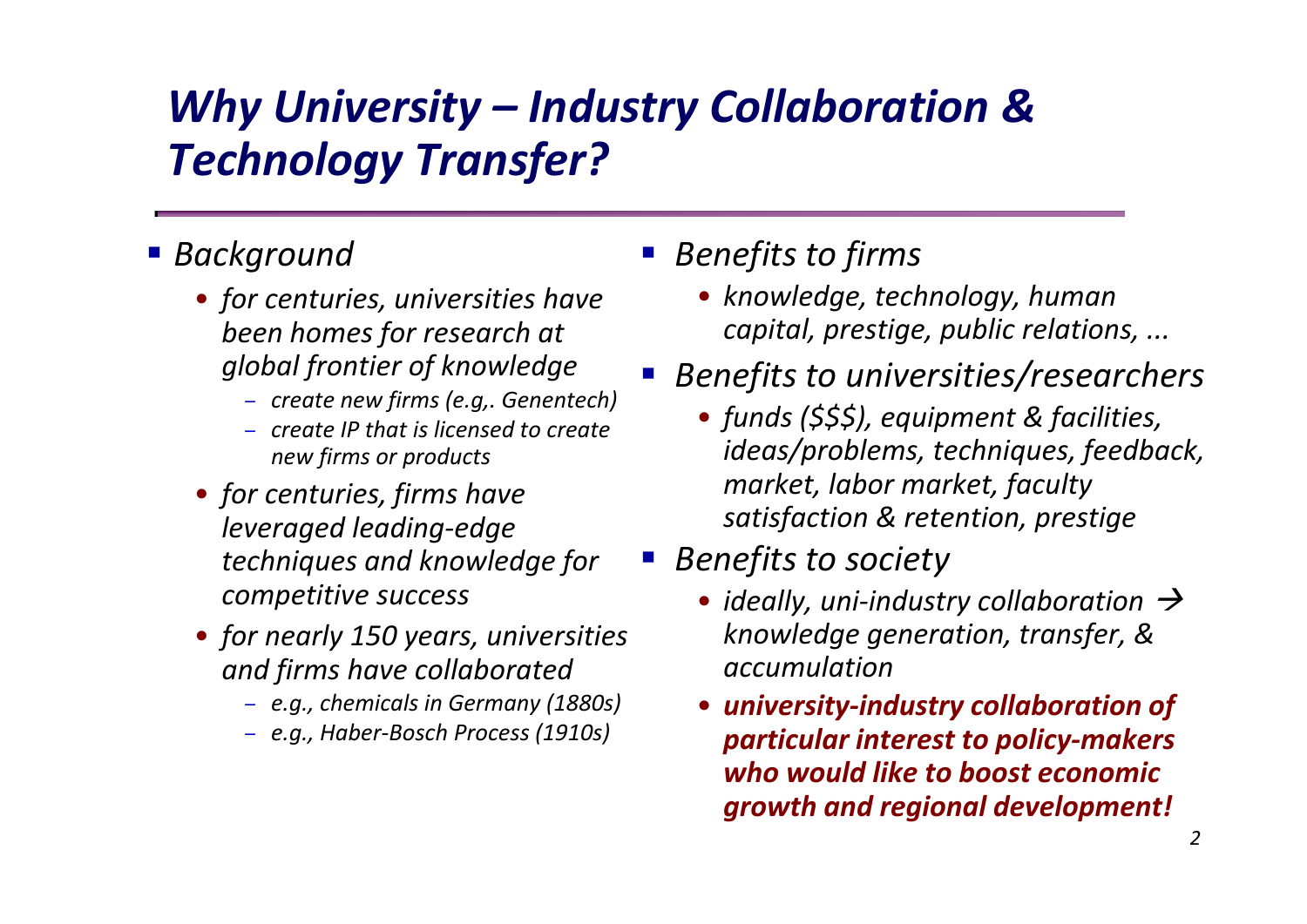# *Why University – Industry Collaboration & Technology Transfer?*

- *Background*
  - *for centuries, universities have been homes for research at global frontier of knowledge*
    - *create new firms (e.g,. Genentech)*
    - *create IP that is licensed to create new firms or products*
  - *for centuries, firms have leveraged leading-edge techniques and knowledge for competitive success*
  - *for nearly 150 years, universities and firms have collaborated*
    - *e.g., chemicals in Germany (1880s)*
    - *e.g., Haber-Bosch Process (1910s)*

- *Benefits to firms*
  - *knowledge, technology, human capital, prestige, public relations, ...*
- *Benefits to universities/researchers*
  - *funds ($$$), equipment & facilities, ideas/problems, techniques, feedback, market, labor market, faculty satisfaction & retention, prestige*
- *Benefits to society*
  - *ideally, uni-industry collaboration → knowledge generation, transfer, & accumulation*
  - ***university-industry collaboration of particular interest to policy-makers who would like to boost economic growth and regional development!***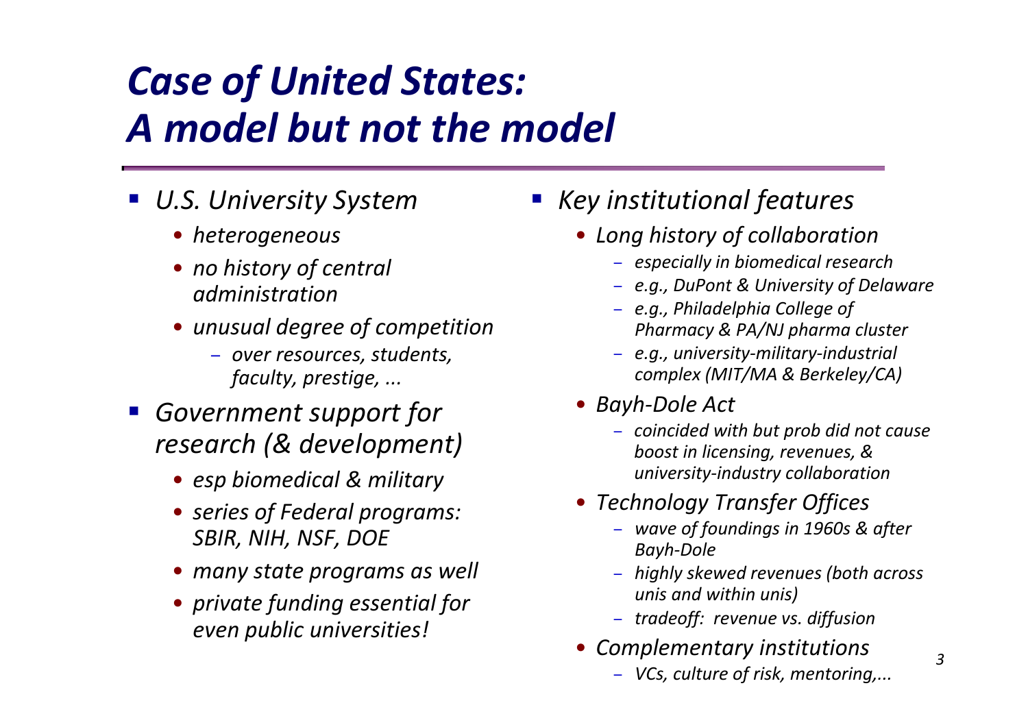# *Case of United States: A model but not the model*

- *U.S. University System*
  - *heterogeneous*
  - *no history of central administration*
  - *unusual degree of competition*
    - *over resources, students, faculty, prestige, ...*
- *Government support for research (& development)*
  - *esp biomedical & military*
  - *series of Federal programs: SBIR, NIH, NSF, DOE*
  - *many state programs as well*
  - *private funding essential for even public universities!*
- *Key institutional features*
  - *Long history of collaboration*
    - *especially in biomedical research*
    - *e.g., DuPont & University of Delaware*
    - *e.g., Philadelphia College of Pharmacy & PA/NJ pharma cluster*
    - *e.g., university-military-industrial complex (MIT/MA & Berkeley/CA)*
  - *Bayh-Dole Act*
    - *coincided with but prob did not cause boost in licensing, revenues, & university-industry collaboration*
  - *Technology Transfer Offices*
    - *wave of foundings in 1960s & after Bayh-Dole*
    - *highly skewed revenues (both across unis and within unis)*
    - *tradeoff: revenue vs. diffusion*
  - *Complementary institutions*
    - *VCs, culture of risk, mentoring,...*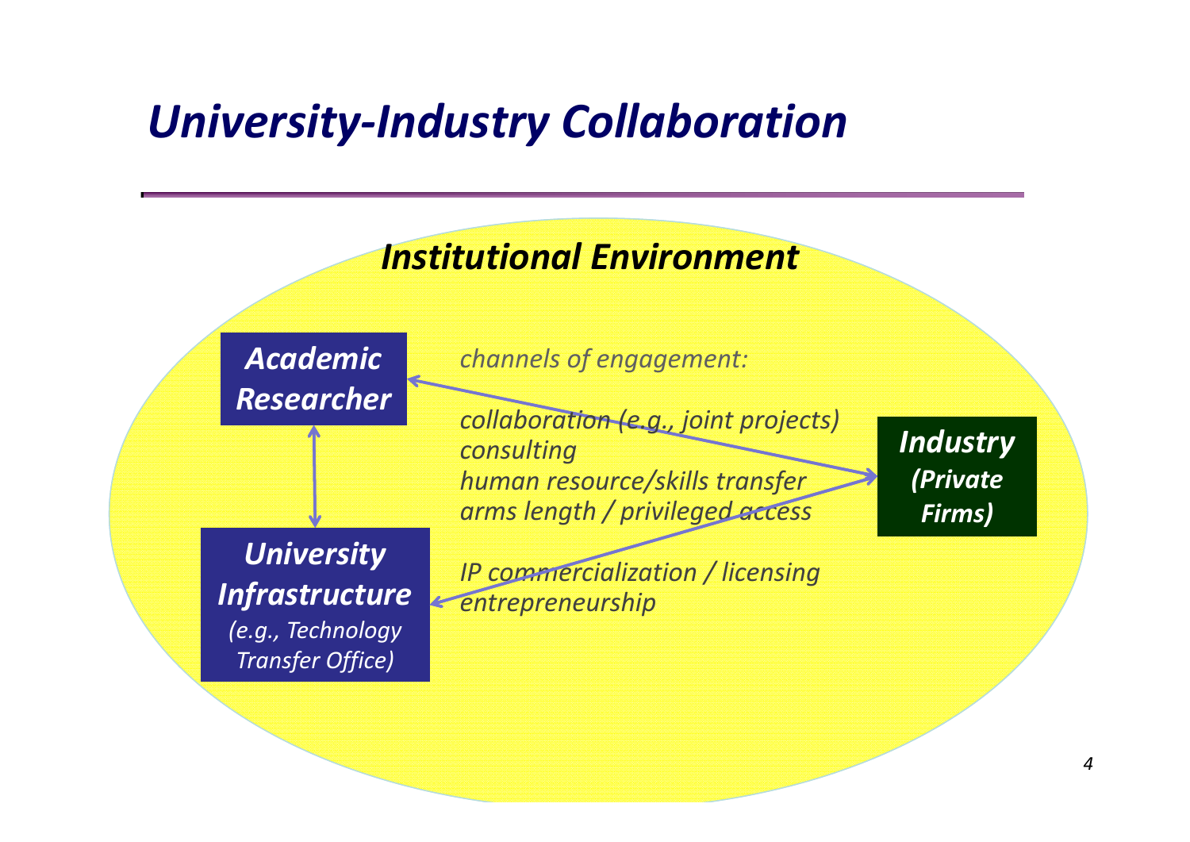# *University-Industry Collaboration*

***Institutional Environment***

***Academic Researcher***

***University Infrastructure***
*(e.g., Technology Transfer Office)*

***Industry (Private Firms)***

*channels of engagement:*

*collaboration (e.g., joint projects)*
*consulting*
*human resource/skills transfer*
*arms length / privileged access*

*IP commercialization / licensing*
*entrepreneurship*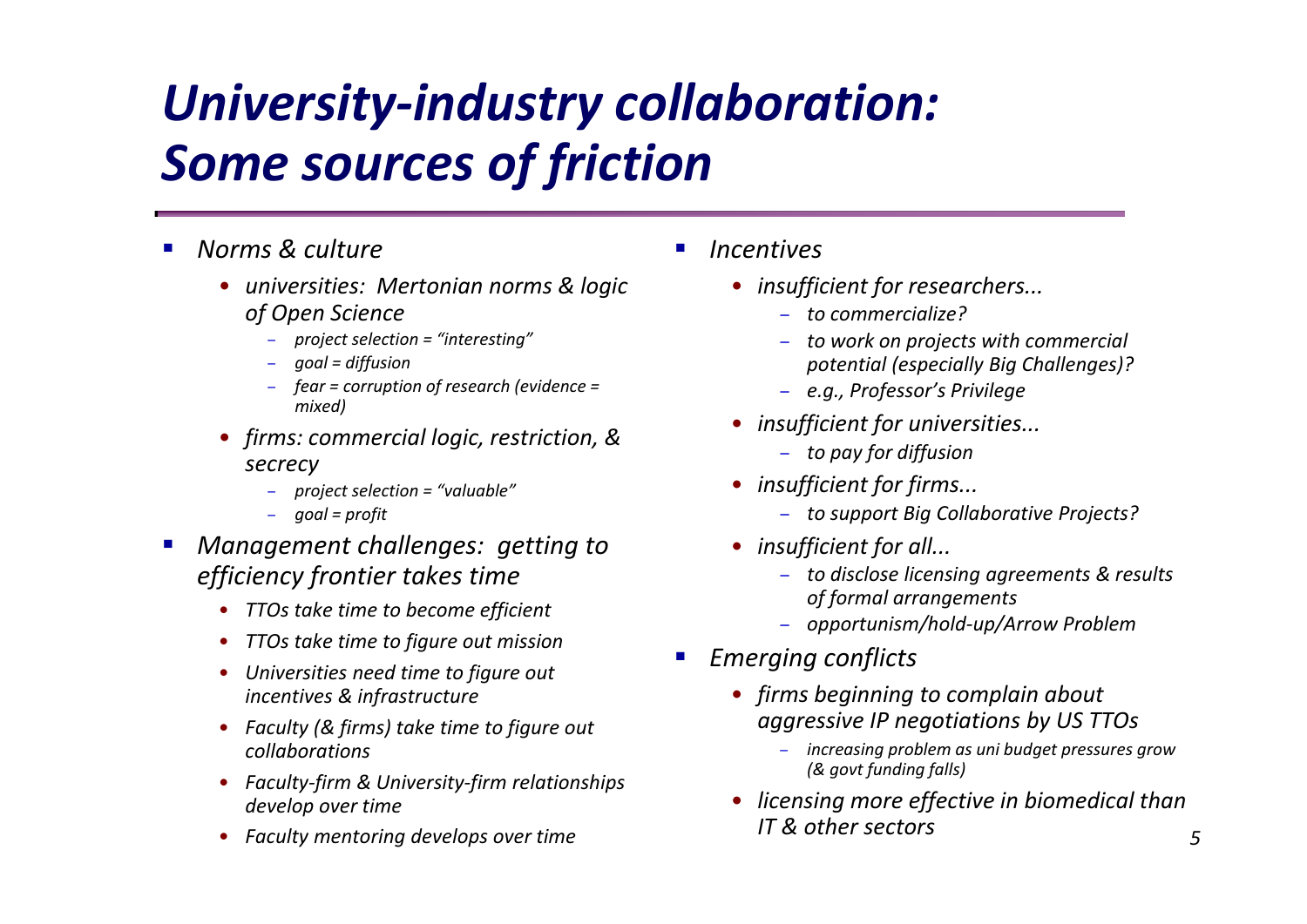# *University-industry collaboration: Some sources of friction*

- *Norms & culture*
  - *universities: Mertonian norms & logic of Open Science*
    - *project selection = "interesting"*
    - *goal = diffusion*
    - *fear = corruption of research (evidence = mixed)*
  - *firms: commercial logic, restriction, & secrecy*
    - *project selection = "valuable"*
    - *goal = profit*
- *Management challenges: getting to efficiency frontier takes time*
  - *TTOs take time to become efficient*
  - *TTOs take time to figure out mission*
  - *Universities need time to figure out incentives & infrastructure*
  - *Faculty (& firms) take time to figure out collaborations*
  - *Faculty-firm & University-firm relationships develop over time*
  - *Faculty mentoring develops over time*
- *Incentives*
  - *insufficient for researchers...*
    - *to commercialize?*
    - *to work on projects with commercial potential (especially Big Challenges)?*
    - *e.g., Professor's Privilege*
  - *insufficient for universities...*
    - *to pay for diffusion*
  - *insufficient for firms...*
    - *to support Big Collaborative Projects?*
  - *insufficient for all...*
    - *to disclose licensing agreements & results of formal arrangements*
    - *opportunism/hold-up/Arrow Problem*
- *Emerging conflicts*
  - *firms beginning to complain about aggressive IP negotiations by US TTOs*
    - *increasing problem as uni budget pressures grow (& govt funding falls)*
  - *licensing more effective in biomedical than IT & other sectors*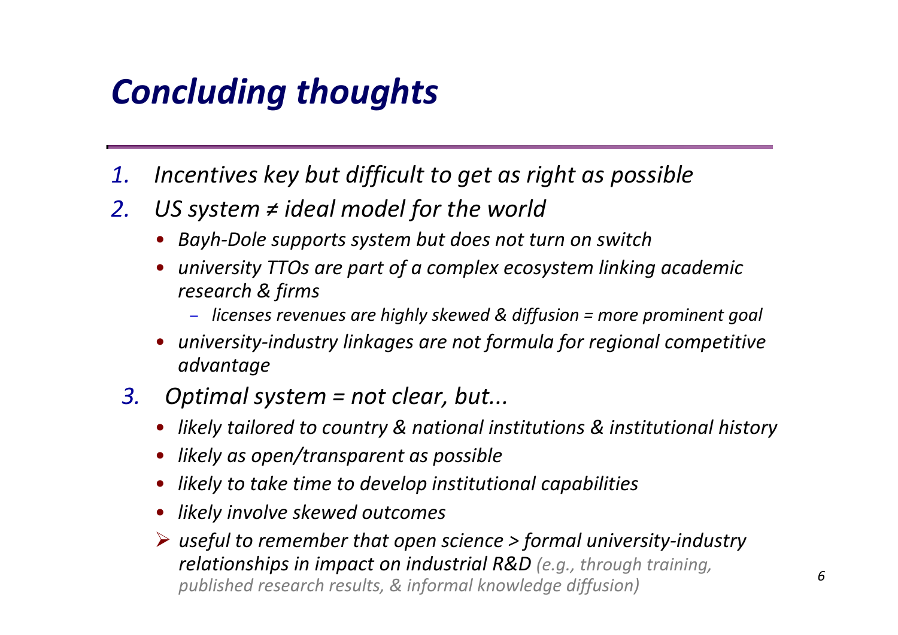# *Concluding thoughts*

1. *Incentives key but difficult to get as right as possible*
2. *US system ≠ ideal model for the world*
   - *Bayh-Dole supports system but does not turn on switch*
   - *university TTOs are part of a complex ecosystem linking academic research & firms*
     - *licenses revenues are highly skewed & diffusion = more prominent goal*
   - *university-industry linkages are not formula for regional competitive advantage*
3. *Optimal system = not clear, but...*
   - *likely tailored to country & national institutions & institutional history*
   - *likely as open/transparent as possible*
   - *likely to take time to develop institutional capabilities*
   - *likely involve skewed outcomes*
   - *useful to remember that open science > formal university-industry relationships in impact on industrial R&D (e.g., through training, published research results, & informal knowledge diffusion)*